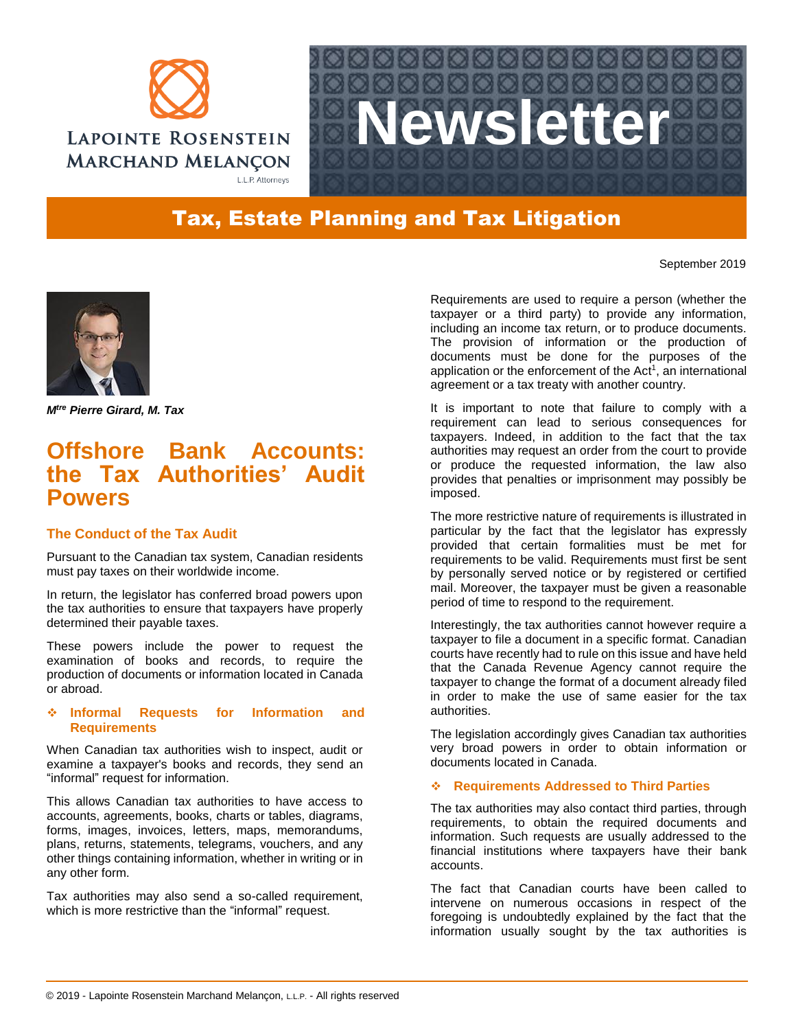Lapointe Rosenstein Marchand Melançon L.L.P. Attorneys

# Newsletter

## Tax, Estate Planning and Tax Litigation

September 2019

***M$^{tre}$ Pierre Girard, M. Tax***

# Offshore Bank Accounts: the Tax Authorities' Audit Powers

### The Conduct of the Tax Audit

Pursuant to the Canadian tax system, Canadian residents must pay taxes on their worldwide income.

In return, the legislator has conferred broad powers upon the tax authorities to ensure that taxpayers have properly determined their payable taxes.

These powers include the power to request the examination of books and records, to require the production of documents or information located in Canada or abroad.

#### ❖ Informal Requests for Information and Requirements

When Canadian tax authorities wish to inspect, audit or examine a taxpayer's books and records, they send an "informal" request for information.

This allows Canadian tax authorities to have access to accounts, agreements, books, charts or tables, diagrams, forms, images, invoices, letters, maps, memorandums, plans, returns, statements, telegrams, vouchers, and any other things containing information, whether in writing or in any other form.

Tax authorities may also send a so-called requirement, which is more restrictive than the "informal" request.

Requirements are used to require a person (whether the taxpayer or a third party) to provide any information, including an income tax return, or to produce documents. The provision of information or the production of documents must be done for the purposes of the application or the enforcement of the Act[1], an international agreement or a tax treaty with another country.

It is important to note that failure to comply with a requirement can lead to serious consequences for taxpayers. Indeed, in addition to the fact that the tax authorities may request an order from the court to provide or produce the requested information, the law also provides that penalties or imprisonment may possibly be imposed.

The more restrictive nature of requirements is illustrated in particular by the fact that the legislator has expressly provided that certain formalities must be met for requirements to be valid. Requirements must first be sent by personally served notice or by registered or certified mail. Moreover, the taxpayer must be given a reasonable period of time to respond to the requirement.

Interestingly, the tax authorities cannot however require a taxpayer to file a document in a specific format. Canadian courts have recently had to rule on this issue and have held that the Canada Revenue Agency cannot require the taxpayer to change the format of a document already filed in order to make the use of same easier for the tax authorities.

The legislation accordingly gives Canadian tax authorities very broad powers in order to obtain information or documents located in Canada.

#### ❖ Requirements Addressed to Third Parties

The tax authorities may also contact third parties, through requirements, to obtain the required documents and information. Such requests are usually addressed to the financial institutions where taxpayers have their bank accounts.

The fact that Canadian courts have been called to intervene on numerous occasions in respect of the foregoing is undoubtedly explained by the fact that the information usually sought by the tax authorities is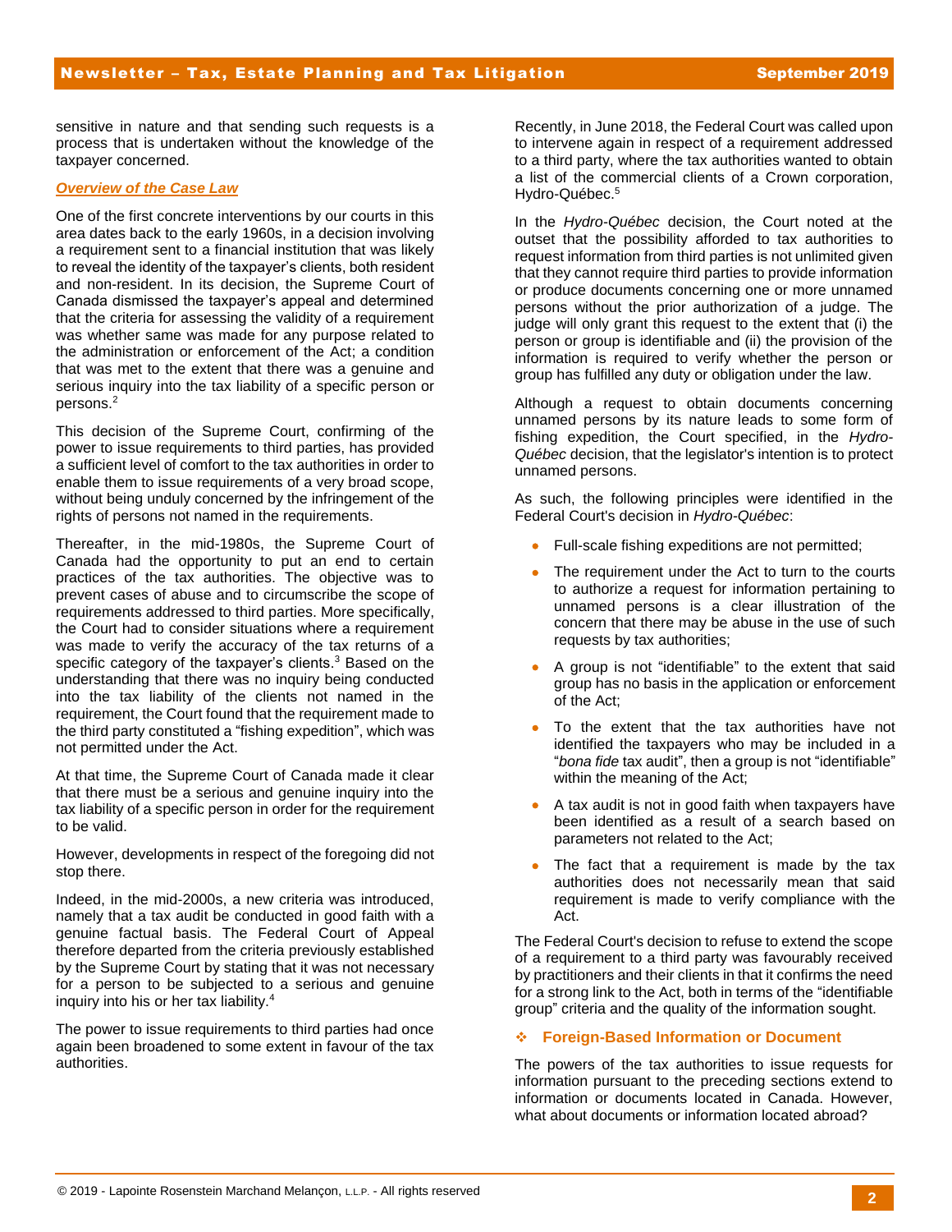sensitive in nature and that sending such requests is a process that is undertaken without the knowledge of the taxpayer concerned.

***Overview of the Case Law***

One of the first concrete interventions by our courts in this area dates back to the early 1960s, in a decision involving a requirement sent to a financial institution that was likely to reveal the identity of the taxpayer's clients, both resident and non-resident. In its decision, the Supreme Court of Canada dismissed the taxpayer's appeal and determined that the criteria for assessing the validity of a requirement was whether same was made for any purpose related to the administration or enforcement of the Act; a condition that was met to the extent that there was a genuine and serious inquiry into the tax liability of a specific person or persons.[2]

This decision of the Supreme Court, confirming of the power to issue requirements to third parties, has provided a sufficient level of comfort to the tax authorities in order to enable them to issue requirements of a very broad scope, without being unduly concerned by the infringement of the rights of persons not named in the requirements.

Thereafter, in the mid-1980s, the Supreme Court of Canada had the opportunity to put an end to certain practices of the tax authorities. The objective was to prevent cases of abuse and to circumscribe the scope of requirements addressed to third parties. More specifically, the Court had to consider situations where a requirement was made to verify the accuracy of the tax returns of a specific category of the taxpayer's clients.[3] Based on the understanding that there was no inquiry being conducted into the tax liability of the clients not named in the requirement, the Court found that the requirement made to the third party constituted a "fishing expedition", which was not permitted under the Act.

At that time, the Supreme Court of Canada made it clear that there must be a serious and genuine inquiry into the tax liability of a specific person in order for the requirement to be valid.

However, developments in respect of the foregoing did not stop there.

Indeed, in the mid-2000s, a new criteria was introduced, namely that a tax audit be conducted in good faith with a genuine factual basis. The Federal Court of Appeal therefore departed from the criteria previously established by the Supreme Court by stating that it was not necessary for a person to be subjected to a serious and genuine inquiry into his or her tax liability.[4]

The power to issue requirements to third parties had once again been broadened to some extent in favour of the tax authorities.

Recently, in June 2018, the Federal Court was called upon to intervene again in respect of a requirement addressed to a third party, where the tax authorities wanted to obtain a list of the commercial clients of a Crown corporation, Hydro-Québec.[5]

In the *Hydro-Québec* decision, the Court noted at the outset that the possibility afforded to tax authorities to request information from third parties is not unlimited given that they cannot require third parties to provide information or produce documents concerning one or more unnamed persons without the prior authorization of a judge. The judge will only grant this request to the extent that (i) the person or group is identifiable and (ii) the provision of the information is required to verify whether the person or group has fulfilled any duty or obligation under the law.

Although a request to obtain documents concerning unnamed persons by its nature leads to some form of fishing expedition, the Court specified, in the *Hydro-Québec* decision, that the legislator's intention is to protect unnamed persons.

As such, the following principles were identified in the Federal Court's decision in *Hydro-Québec*:

- Full-scale fishing expeditions are not permitted;
- The requirement under the Act to turn to the courts to authorize a request for information pertaining to unnamed persons is a clear illustration of the concern that there may be abuse in the use of such requests by tax authorities;
- A group is not "identifiable" to the extent that said group has no basis in the application or enforcement of the Act;
- To the extent that the tax authorities have not identified the taxpayers who may be included in a "*bona fide* tax audit", then a group is not "identifiable" within the meaning of the Act;
- A tax audit is not in good faith when taxpayers have been identified as a result of a search based on parameters not related to the Act;
- The fact that a requirement is made by the tax authorities does not necessarily mean that said requirement is made to verify compliance with the Act.

The Federal Court's decision to refuse to extend the scope of a requirement to a third party was favourably received by practitioners and their clients in that it confirms the need for a strong link to the Act, both in terms of the "identifiable group" criteria and the quality of the information sought.

### ❖ Foreign-Based Information or Document

The powers of the tax authorities to issue requests for information pursuant to the preceding sections extend to information or documents located in Canada. However, what about documents or information located abroad?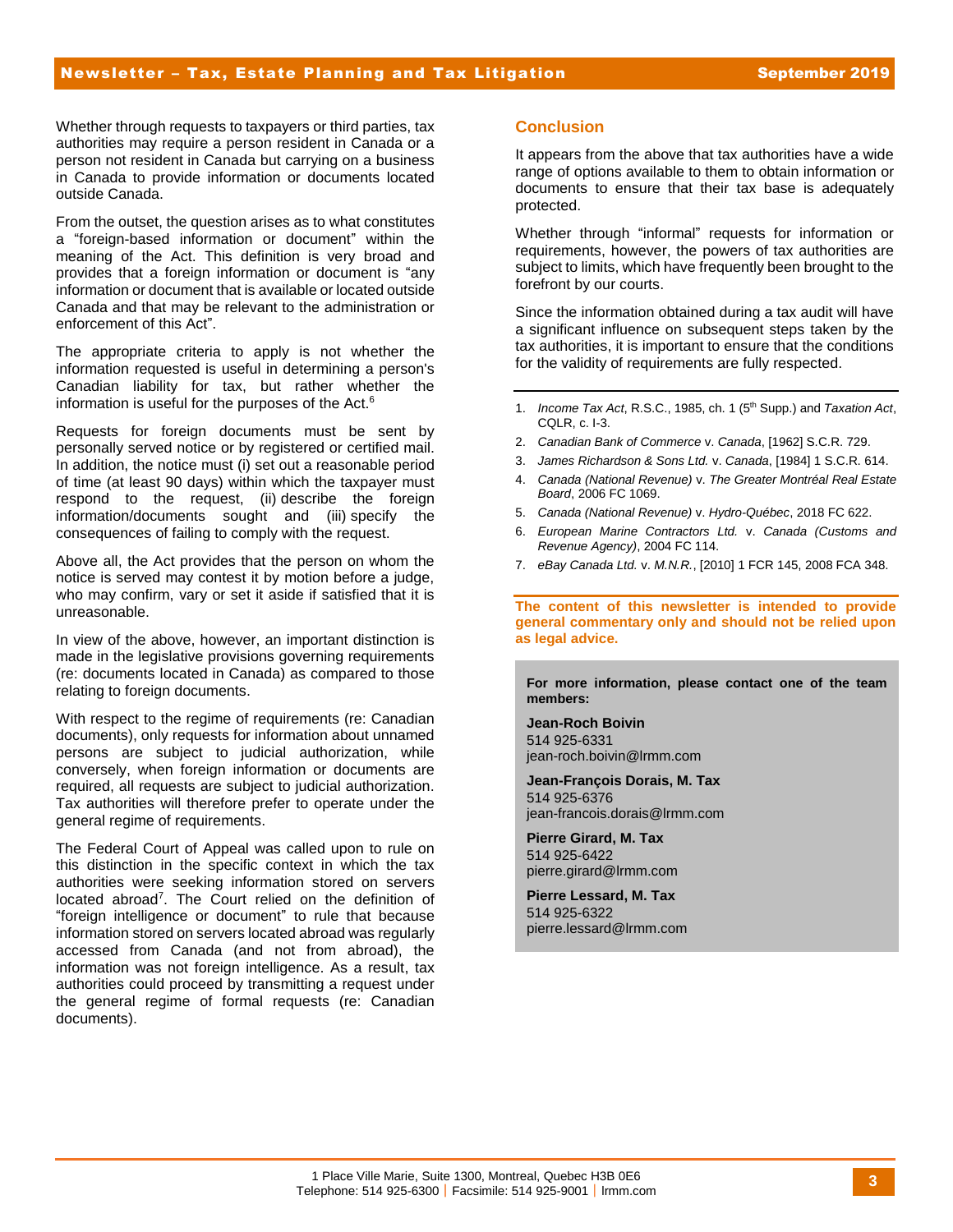Whether through requests to taxpayers or third parties, tax authorities may require a person resident in Canada or a person not resident in Canada but carrying on a business in Canada to provide information or documents located outside Canada.

From the outset, the question arises as to what constitutes a "foreign-based information or document" within the meaning of the Act. This definition is very broad and provides that a foreign information or document is "any information or document that is available or located outside Canada and that may be relevant to the administration or enforcement of this Act".

The appropriate criteria to apply is not whether the information requested is useful in determining a person's Canadian liability for tax, but rather whether the information is useful for the purposes of the Act.[6]

Requests for foreign documents must be sent by personally served notice or by registered or certified mail. In addition, the notice must (i) set out a reasonable period of time (at least 90 days) within which the taxpayer must respond to the request, (ii) describe the foreign information/documents sought and (iii) specify the consequences of failing to comply with the request.

Above all, the Act provides that the person on whom the notice is served may contest it by motion before a judge, who may confirm, vary or set it aside if satisfied that it is unreasonable.

In view of the above, however, an important distinction is made in the legislative provisions governing requirements (re: documents located in Canada) as compared to those relating to foreign documents.

With respect to the regime of requirements (re: Canadian documents), only requests for information about unnamed persons are subject to judicial authorization, while conversely, when foreign information or documents are required, all requests are subject to judicial authorization. Tax authorities will therefore prefer to operate under the general regime of requirements.

The Federal Court of Appeal was called upon to rule on this distinction in the specific context in which the tax authorities were seeking information stored on servers located abroad[7]. The Court relied on the definition of "foreign intelligence or document" to rule that because information stored on servers located abroad was regularly accessed from Canada (and not from abroad), the information was not foreign intelligence. As a result, tax authorities could proceed by transmitting a request under the general regime of formal requests (re: Canadian documents).

## Conclusion

It appears from the above that tax authorities have a wide range of options available to them to obtain information or documents to ensure that their tax base is adequately protected.

Whether through "informal" requests for information or requirements, however, the powers of tax authorities are subject to limits, which have frequently been brought to the forefront by our courts.

Since the information obtained during a tax audit will have a significant influence on subsequent steps taken by the tax authorities, it is important to ensure that the conditions for the validity of requirements are fully respected.

---

1. *Income Tax Act*, R.S.C., 1985, ch. 1 (5th Supp.) and *Taxation Act*, CQLR, c. I-3.
2. *Canadian Bank of Commerce* v. *Canada*, [1962] S.C.R. 729.
3. *James Richardson & Sons Ltd.* v. *Canada*, [1984] 1 S.C.R. 614.
4. *Canada (National Revenue)* v. *The Greater Montréal Real Estate Board*, 2006 FC 1069.
5. *Canada (National Revenue)* v. *Hydro-Québec*, 2018 FC 622.
6. *European Marine Contractors Ltd.* v. *Canada (Customs and Revenue Agency)*, 2004 FC 114.
7. *eBay Canada Ltd.* v. *M.N.R.*, [2010] 1 FCR 145, 2008 FCA 348.

**The content of this newsletter is intended to provide general commentary only and should not be relied upon as legal advice.**

**For more information, please contact one of the team members:**

**Jean-Roch Boivin**
514 925-6331
jean-roch.boivin@lrmm.com

**Jean-François Dorais, M. Tax**
514 925-6376
jean-francois.dorais@lrmm.com

**Pierre Girard, M. Tax**
514 925-6422
pierre.girard@lrmm.com

**Pierre Lessard, M. Tax**
514 925-6322
pierre.lessard@lrmm.com

1 Place Ville Marie, Suite 1300, Montreal, Quebec H3B 0E6
Telephone: 514 925-6300 | Facsimile: 514 925-9001 | lrmm.com